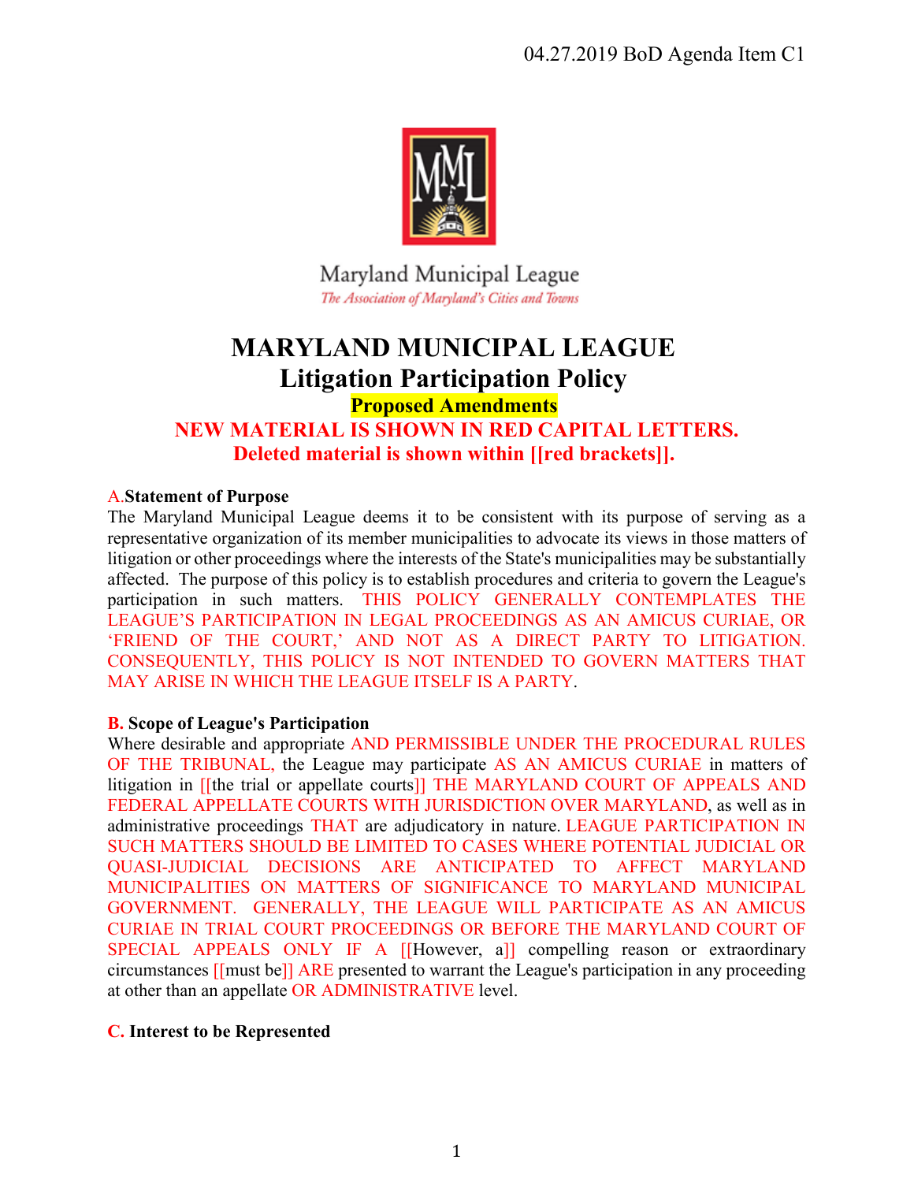04.27.2019 BoD Agenda Item C1

Maryland Municipal League

*The Association of Maryland's Cities and Towns*

# MARYLAND MUNICIPAL LEAGUE
# Litigation Participation Policy

**Proposed Amendments**

**NEW MATERIAL IS SHOWN IN RED CAPITAL LETTERS.**
**Deleted material is shown within [[red brackets]].**

### A. Statement of Purpose

The Maryland Municipal League deems it to be consistent with its purpose of serving as a representative organization of its member municipalities to advocate its views in those matters of litigation or other proceedings where the interests of the State's municipalities may be substantially affected. The purpose of this policy is to establish procedures and criteria to govern the League's participation in such matters. THIS POLICY GENERALLY CONTEMPLATES THE LEAGUE'S PARTICIPATION IN LEGAL PROCEEDINGS AS AN AMICUS CURIAE, OR 'FRIEND OF THE COURT,' AND NOT AS A DIRECT PARTY TO LITIGATION. CONSEQUENTLY, THIS POLICY IS NOT INTENDED TO GOVERN MATTERS THAT MAY ARISE IN WHICH THE LEAGUE ITSELF IS A PARTY.

### B. Scope of League's Participation

Where desirable and appropriate AND PERMISSIBLE UNDER THE PROCEDURAL RULES OF THE TRIBUNAL, the League may participate AS AN AMICUS CURIAE in matters of litigation in [[the trial or appellate courts]] THE MARYLAND COURT OF APPEALS AND FEDERAL APPELLATE COURTS WITH JURISDICTION OVER MARYLAND, as well as in administrative proceedings THAT are adjudicatory in nature. LEAGUE PARTICIPATION IN SUCH MATTERS SHOULD BE LIMITED TO CASES WHERE POTENTIAL JUDICIAL OR QUASI-JUDICIAL DECISIONS ARE ANTICIPATED TO AFFECT MARYLAND MUNICIPALITIES ON MATTERS OF SIGNIFICANCE TO MARYLAND MUNICIPAL GOVERNMENT. GENERALLY, THE LEAGUE WILL PARTICIPATE AS AN AMICUS CURIAE IN TRIAL COURT PROCEEDINGS OR BEFORE THE MARYLAND COURT OF SPECIAL APPEALS ONLY IF A [[However, a]] compelling reason or extraordinary circumstances [[must be]] ARE presented to warrant the League's participation in any proceeding at other than an appellate OR ADMINISTRATIVE level.

### C. Interest to be Represented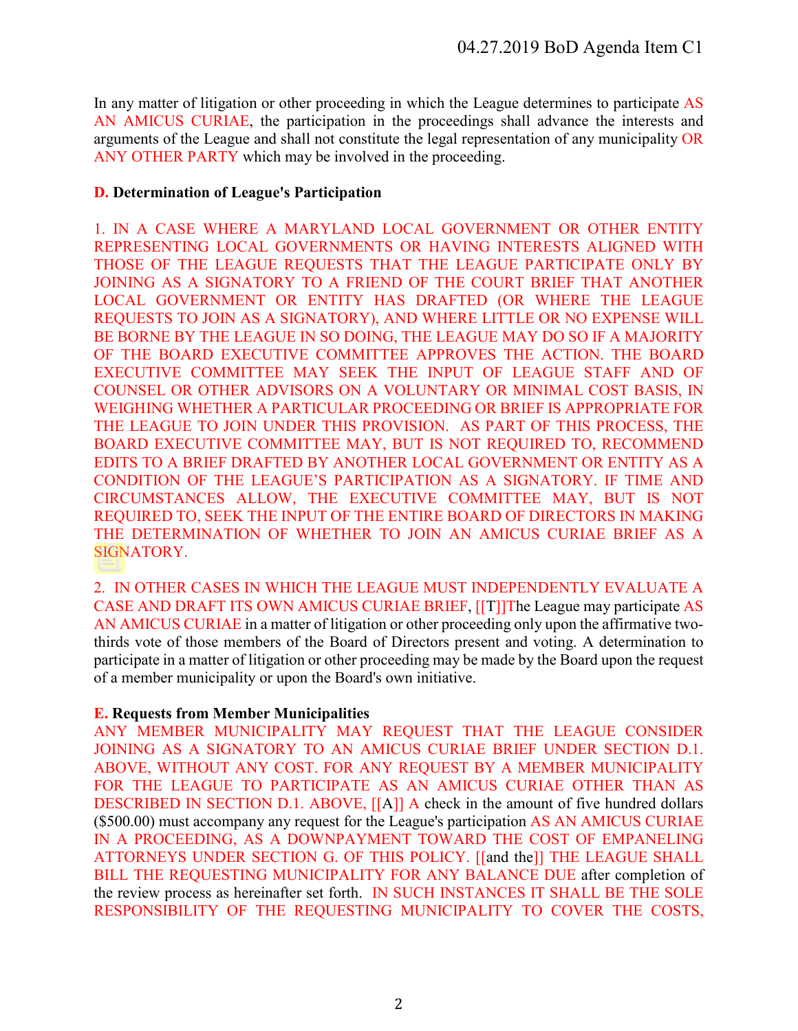In any matter of litigation or other proceeding in which the League determines to participate AS AN AMICUS CURIAE, the participation in the proceedings shall advance the interests and arguments of the League and shall not constitute the legal representation of any municipality OR ANY OTHER PARTY which may be involved in the proceeding.

**D. Determination of League's Participation**

1. IN A CASE WHERE A MARYLAND LOCAL GOVERNMENT OR OTHER ENTITY REPRESENTING LOCAL GOVERNMENTS OR HAVING INTERESTS ALIGNED WITH THOSE OF THE LEAGUE REQUESTS THAT THE LEAGUE PARTICIPATE ONLY BY JOINING AS A SIGNATORY TO A FRIEND OF THE COURT BRIEF THAT ANOTHER LOCAL GOVERNMENT OR ENTITY HAS DRAFTED (OR WHERE THE LEAGUE REQUESTS TO JOIN AS A SIGNATORY), AND WHERE LITTLE OR NO EXPENSE WILL BE BORNE BY THE LEAGUE IN SO DOING, THE LEAGUE MAY DO SO IF A MAJORITY OF THE BOARD EXECUTIVE COMMITTEE APPROVES THE ACTION. THE BOARD EXECUTIVE COMMITTEE MAY SEEK THE INPUT OF LEAGUE STAFF AND OF COUNSEL OR OTHER ADVISORS ON A VOLUNTARY OR MINIMAL COST BASIS, IN WEIGHING WHETHER A PARTICULAR PROCEEDING OR BRIEF IS APPROPRIATE FOR THE LEAGUE TO JOIN UNDER THIS PROVISION. AS PART OF THIS PROCESS, THE BOARD EXECUTIVE COMMITTEE MAY, BUT IS NOT REQUIRED TO, RECOMMEND EDITS TO A BRIEF DRAFTED BY ANOTHER LOCAL GOVERNMENT OR ENTITY AS A CONDITION OF THE LEAGUE'S PARTICIPATION AS A SIGNATORY. IF TIME AND CIRCUMSTANCES ALLOW, THE EXECUTIVE COMMITTEE MAY, BUT IS NOT REQUIRED TO, SEEK THE INPUT OF THE ENTIRE BOARD OF DIRECTORS IN MAKING THE DETERMINATION OF WHETHER TO JOIN AN AMICUS CURIAE BRIEF AS A SIGNATORY.

2. IN OTHER CASES IN WHICH THE LEAGUE MUST INDEPENDENTLY EVALUATE A CASE AND DRAFT ITS OWN AMICUS CURIAE BRIEF, [[T]]The League may participate AS AN AMICUS CURIAE in a matter of litigation or other proceeding only upon the affirmative two-thirds vote of those members of the Board of Directors present and voting. A determination to participate in a matter of litigation or other proceeding may be made by the Board upon the request of a member municipality or upon the Board's own initiative.

**E. Requests from Member Municipalities**

ANY MEMBER MUNICIPALITY MAY REQUEST THAT THE LEAGUE CONSIDER JOINING AS A SIGNATORY TO AN AMICUS CURIAE BRIEF UNDER SECTION D.1. ABOVE, WITHOUT ANY COST. FOR ANY REQUEST BY A MEMBER MUNICIPALITY FOR THE LEAGUE TO PARTICIPATE AS AN AMICUS CURIAE OTHER THAN AS DESCRIBED IN SECTION D.1. ABOVE, [[A]] A check in the amount of five hundred dollars ($500.00) must accompany any request for the League's participation AS AN AMICUS CURIAE IN A PROCEEDING, AS A DOWNPAYMENT TOWARD THE COST OF EMPANELING ATTORNEYS UNDER SECTION G. OF THIS POLICY. [[and the]] THE LEAGUE SHALL BILL THE REQUESTING MUNICIPALITY FOR ANY BALANCE DUE after completion of the review process as hereinafter set forth. IN SUCH INSTANCES IT SHALL BE THE SOLE RESPONSIBILITY OF THE REQUESTING MUNICIPALITY TO COVER THE COSTS,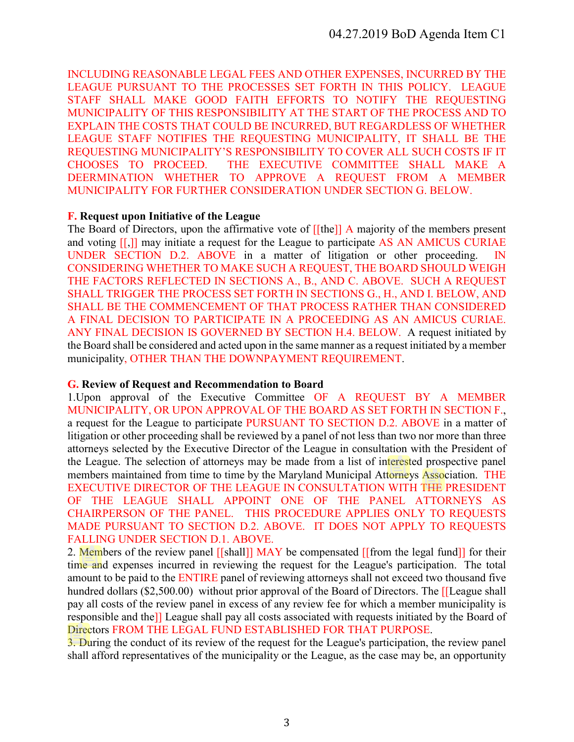INCLUDING REASONABLE LEGAL FEES AND OTHER EXPENSES, INCURRED BY THE LEAGUE PURSUANT TO THE PROCESSES SET FORTH IN THIS POLICY. LEAGUE STAFF SHALL MAKE GOOD FAITH EFFORTS TO NOTIFY THE REQUESTING MUNICIPALITY OF THIS RESPONSIBILITY AT THE START OF THE PROCESS AND TO EXPLAIN THE COSTS THAT COULD BE INCURRED, BUT REGARDLESS OF WHETHER LEAGUE STAFF NOTIFIES THE REQUESTING MUNICIPALITY, IT SHALL BE THE REQUESTING MUNICIPALITY'S RESPONSIBILITY TO COVER ALL SUCH COSTS IF IT CHOOSES TO PROCEED. THE EXECUTIVE COMMITTEE SHALL MAKE A DEERMINATION WHETHER TO APPROVE A REQUEST FROM A MEMBER MUNICIPALITY FOR FURTHER CONSIDERATION UNDER SECTION G. BELOW.

**F. Request upon Initiative of the League**

The Board of Directors, upon the affirmative vote of [[the]] A majority of the members present and voting [[,]] may initiate a request for the League to participate AS AN AMICUS CURIAE UNDER SECTION D.2. ABOVE in a matter of litigation or other proceeding. IN CONSIDERING WHETHER TO MAKE SUCH A REQUEST, THE BOARD SHOULD WEIGH THE FACTORS REFLECTED IN SECTIONS A., B., AND C. ABOVE. SUCH A REQUEST SHALL TRIGGER THE PROCESS SET FORTH IN SECTIONS G., H., AND I. BELOW, AND SHALL BE THE COMMENCEMENT OF THAT PROCESS RATHER THAN CONSIDERED A FINAL DECISION TO PARTICIPATE IN A PROCEEDING AS AN AMICUS CURIAE. ANY FINAL DECISION IS GOVERNED BY SECTION H.4. BELOW. A request initiated by the Board shall be considered and acted upon in the same manner as a request initiated by a member municipality, OTHER THAN THE DOWNPAYMENT REQUIREMENT.

**G. Review of Request and Recommendation to Board**

1.Upon approval of the Executive Committee OF A REQUEST BY A MEMBER MUNICIPALITY, OR UPON APPROVAL OF THE BOARD AS SET FORTH IN SECTION F., a request for the League to participate PURSUANT TO SECTION D.2. ABOVE in a matter of litigation or other proceeding shall be reviewed by a panel of not less than two nor more than three attorneys selected by the Executive Director of the League in consultation with the President of the League. The selection of attorneys may be made from a list of interested prospective panel members maintained from time to time by the Maryland Municipal Attorneys Association. THE EXECUTIVE DIRECTOR OF THE LEAGUE IN CONSULTATION WITH THE PRESIDENT OF THE LEAGUE SHALL APPOINT ONE OF THE PANEL ATTORNEYS AS CHAIRPERSON OF THE PANEL. THIS PROCEDURE APPLIES ONLY TO REQUESTS MADE PURSUANT TO SECTION D.2. ABOVE. IT DOES NOT APPLY TO REQUESTS FALLING UNDER SECTION D.1. ABOVE.

2. Members of the review panel [[shall]] MAY be compensated [[from the legal fund]] for their time and expenses incurred in reviewing the request for the League's participation. The total amount to be paid to the ENTIRE panel of reviewing attorneys shall not exceed two thousand five hundred dollars ($2,500.00) without prior approval of the Board of Directors. The [[League shall pay all costs of the review panel in excess of any review fee for which a member municipality is responsible and the]] League shall pay all costs associated with requests initiated by the Board of Directors FROM THE LEGAL FUND ESTABLISHED FOR THAT PURPOSE.

3. During the conduct of its review of the request for the League's participation, the review panel shall afford representatives of the municipality or the League, as the case may be, an opportunity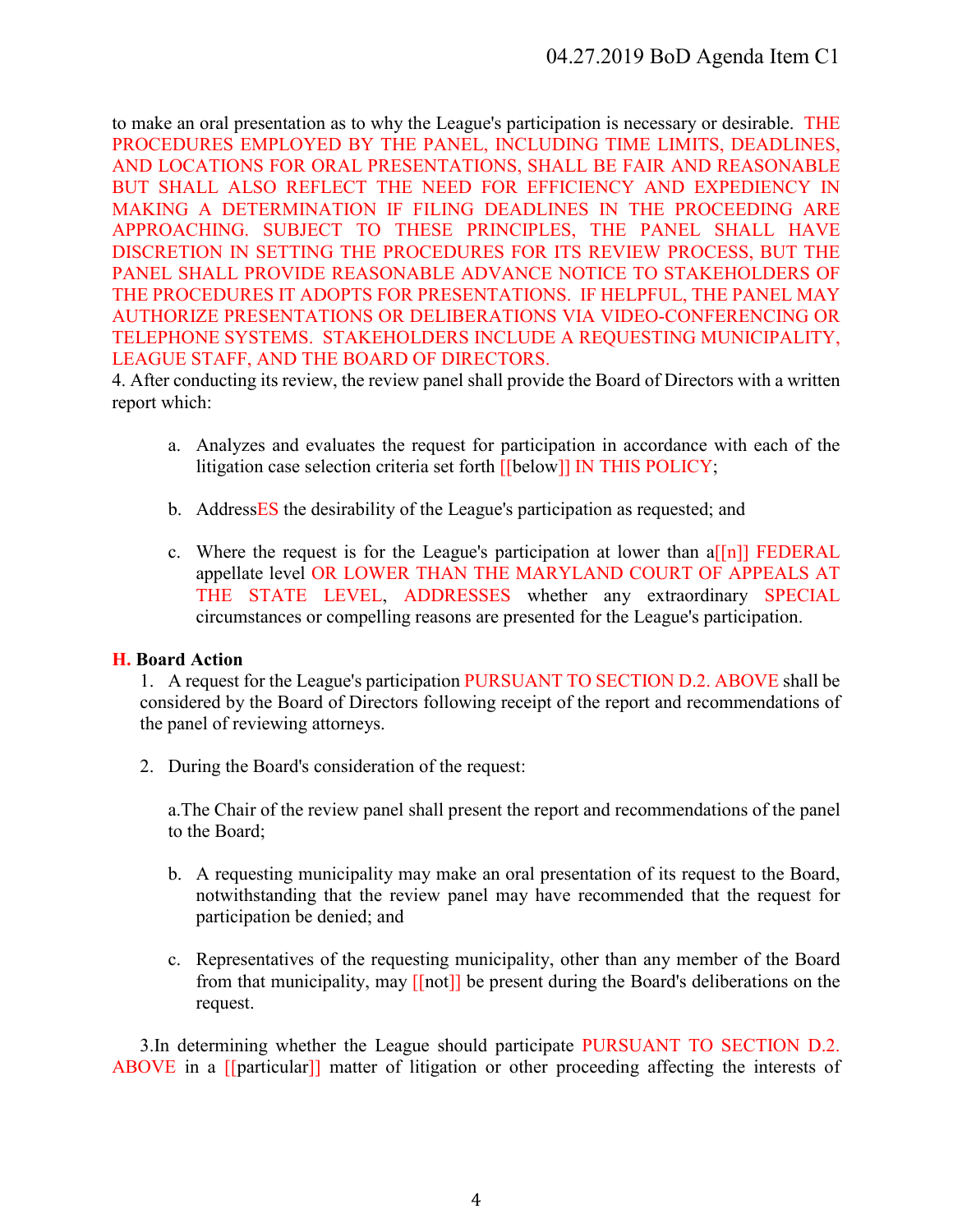to make an oral presentation as to why the League's participation is necessary or desirable. THE PROCEDURES EMPLOYED BY THE PANEL, INCLUDING TIME LIMITS, DEADLINES, AND LOCATIONS FOR ORAL PRESENTATIONS, SHALL BE FAIR AND REASONABLE BUT SHALL ALSO REFLECT THE NEED FOR EFFICIENCY AND EXPEDIENCY IN MAKING A DETERMINATION IF FILING DEADLINES IN THE PROCEEDING ARE APPROACHING. SUBJECT TO THESE PRINCIPLES, THE PANEL SHALL HAVE DISCRETION IN SETTING THE PROCEDURES FOR ITS REVIEW PROCESS, BUT THE PANEL SHALL PROVIDE REASONABLE ADVANCE NOTICE TO STAKEHOLDERS OF THE PROCEDURES IT ADOPTS FOR PRESENTATIONS. IF HELPFUL, THE PANEL MAY AUTHORIZE PRESENTATIONS OR DELIBERATIONS VIA VIDEO-CONFERENCING OR TELEPHONE SYSTEMS. STAKEHOLDERS INCLUDE A REQUESTING MUNICIPALITY, LEAGUE STAFF, AND THE BOARD OF DIRECTORS.

4. After conducting its review, the review panel shall provide the Board of Directors with a written report which:

   a. Analyzes and evaluates the request for participation in accordance with each of the litigation case selection criteria set forth [[below]] IN THIS POLICY;

   b. AddressES the desirability of the League's participation as requested; and

   c. Where the request is for the League's participation at lower than a[[n]] FEDERAL appellate level OR LOWER THAN THE MARYLAND COURT OF APPEALS AT THE STATE LEVEL, ADDRESSES whether any extraordinary SPECIAL circumstances or compelling reasons are presented for the League's participation.

**H. Board Action**

1. A request for the League's participation PURSUANT TO SECTION D.2. ABOVE shall be considered by the Board of Directors following receipt of the report and recommendations of the panel of reviewing attorneys.

2. During the Board's consideration of the request:

   a. The Chair of the review panel shall present the report and recommendations of the panel to the Board;

   b. A requesting municipality may make an oral presentation of its request to the Board, notwithstanding that the review panel may have recommended that the request for participation be denied; and

   c. Representatives of the requesting municipality, other than any member of the Board from that municipality, may [[not]] be present during the Board's deliberations on the request.

3. In determining whether the League should participate PURSUANT TO SECTION D.2. ABOVE in a [[particular]] matter of litigation or other proceeding affecting the interests of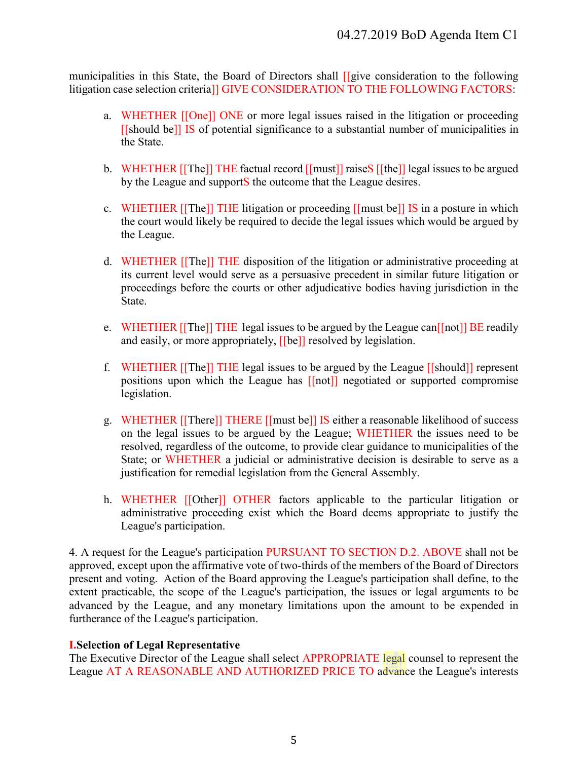municipalities in this State, the Board of Directors shall [[give consideration to the following litigation case selection criteria]] GIVE CONSIDERATION TO THE FOLLOWING FACTORS:

a. WHETHER [[One]] ONE or more legal issues raised in the litigation or proceeding [[should be]] IS of potential significance to a substantial number of municipalities in the State.

b. WHETHER [[The]] THE factual record [[must]] raiseS [[the]] legal issues to be argued by the League and supportS the outcome that the League desires.

c. WHETHER [[The]] THE litigation or proceeding [[must be]] IS in a posture in which the court would likely be required to decide the legal issues which would be argued by the League.

d. WHETHER [[The]] THE disposition of the litigation or administrative proceeding at its current level would serve as a persuasive precedent in similar future litigation or proceedings before the courts or other adjudicative bodies having jurisdiction in the State.

e. WHETHER [[The]] THE legal issues to be argued by the League can[[not]] BE readily and easily, or more appropriately, [[be]] resolved by legislation.

f. WHETHER [[The]] THE legal issues to be argued by the League [[should]] represent positions upon which the League has [[not]] negotiated or supported compromise legislation.

g. WHETHER [[There]] THERE [[must be]] IS either a reasonable likelihood of success on the legal issues to be argued by the League; WHETHER the issues need to be resolved, regardless of the outcome, to provide clear guidance to municipalities of the State; or WHETHER a judicial or administrative decision is desirable to serve as a justification for remedial legislation from the General Assembly.

h. WHETHER [[Other]] OTHER factors applicable to the particular litigation or administrative proceeding exist which the Board deems appropriate to justify the League's participation.

4. A request for the League's participation PURSUANT TO SECTION D.2. ABOVE shall not be approved, except upon the affirmative vote of two-thirds of the members of the Board of Directors present and voting. Action of the Board approving the League's participation shall define, to the extent practicable, the scope of the League's participation, the issues or legal arguments to be advanced by the League, and any monetary limitations upon the amount to be expended in furtherance of the League's participation.

**I. Selection of Legal Representative**

The Executive Director of the League shall select APPROPRIATE legal counsel to represent the League AT A REASONABLE AND AUTHORIZED PRICE TO advance the League's interests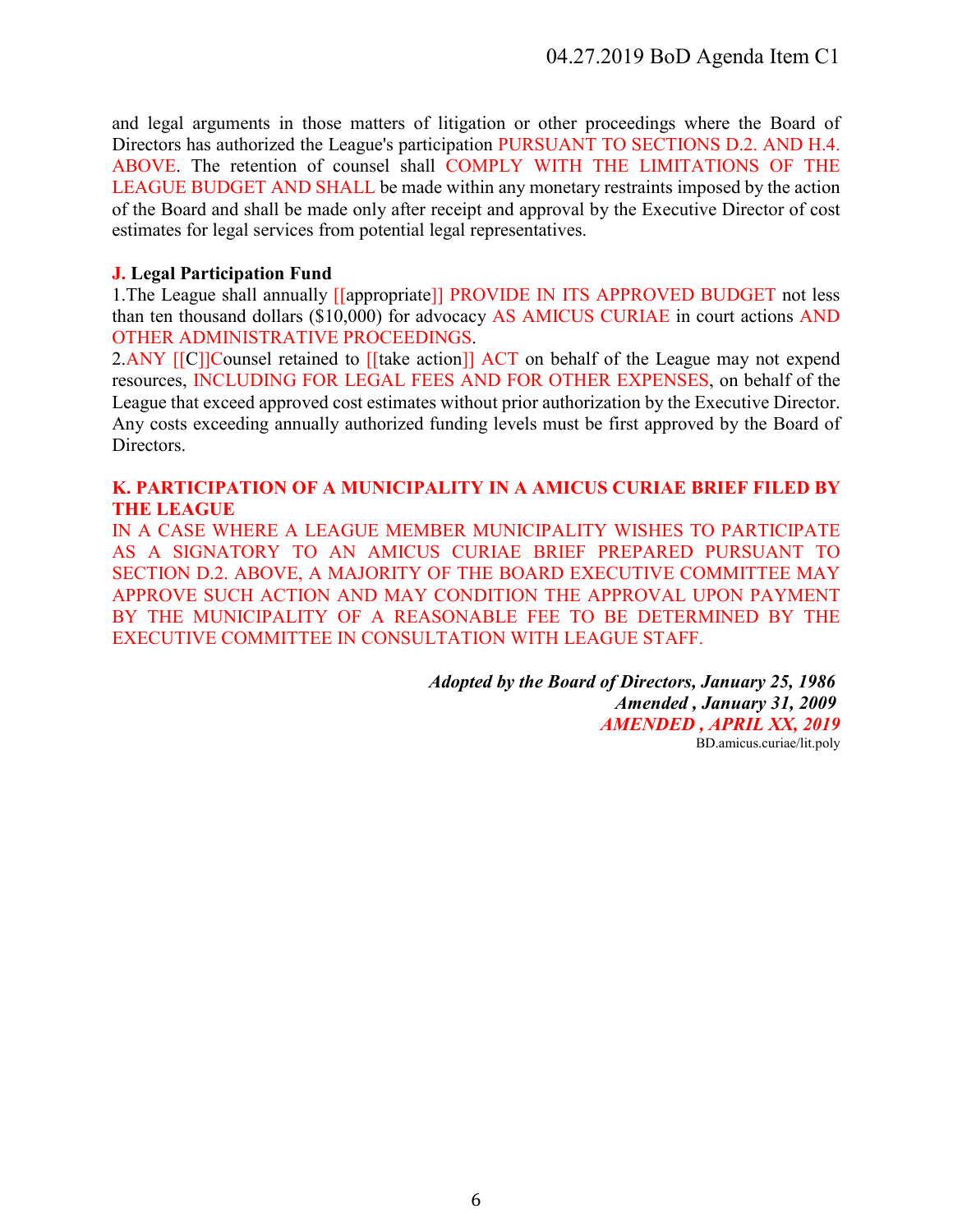and legal arguments in those matters of litigation or other proceedings where the Board of Directors has authorized the League's participation PURSUANT TO SECTIONS D.2. AND H.4. ABOVE. The retention of counsel shall COMPLY WITH THE LIMITATIONS OF THE LEAGUE BUDGET AND SHALL be made within any monetary restraints imposed by the action of the Board and shall be made only after receipt and approval by the Executive Director of cost estimates for legal services from potential legal representatives.

**J. Legal Participation Fund**

1.The League shall annually [[appropriate]] PROVIDE IN ITS APPROVED BUDGET not less than ten thousand dollars ($10,000) for advocacy AS AMICUS CURIAE in court actions AND OTHER ADMINISTRATIVE PROCEEDINGS.

2.ANY [[C]]Counsel retained to [[take action]] ACT on behalf of the League may not expend resources, INCLUDING FOR LEGAL FEES AND FOR OTHER EXPENSES, on behalf of the League that exceed approved cost estimates without prior authorization by the Executive Director. Any costs exceeding annually authorized funding levels must be first approved by the Board of Directors.

**K. PARTICIPATION OF A MUNICIPALITY IN A AMICUS CURIAE BRIEF FILED BY THE LEAGUE**

IN A CASE WHERE A LEAGUE MEMBER MUNICIPALITY WISHES TO PARTICIPATE AS A SIGNATORY TO AN AMICUS CURIAE BRIEF PREPARED PURSUANT TO SECTION D.2. ABOVE, A MAJORITY OF THE BOARD EXECUTIVE COMMITTEE MAY APPROVE SUCH ACTION AND MAY CONDITION THE APPROVAL UPON PAYMENT BY THE MUNICIPALITY OF A REASONABLE FEE TO BE DETERMINED BY THE EXECUTIVE COMMITTEE IN CONSULTATION WITH LEAGUE STAFF.

***Adopted by the Board of Directors, January 25, 1986***
***Amended , January 31, 2009***
***AMENDED , APRIL XX, 2019***
BD.amicus.curiae/lit.poly